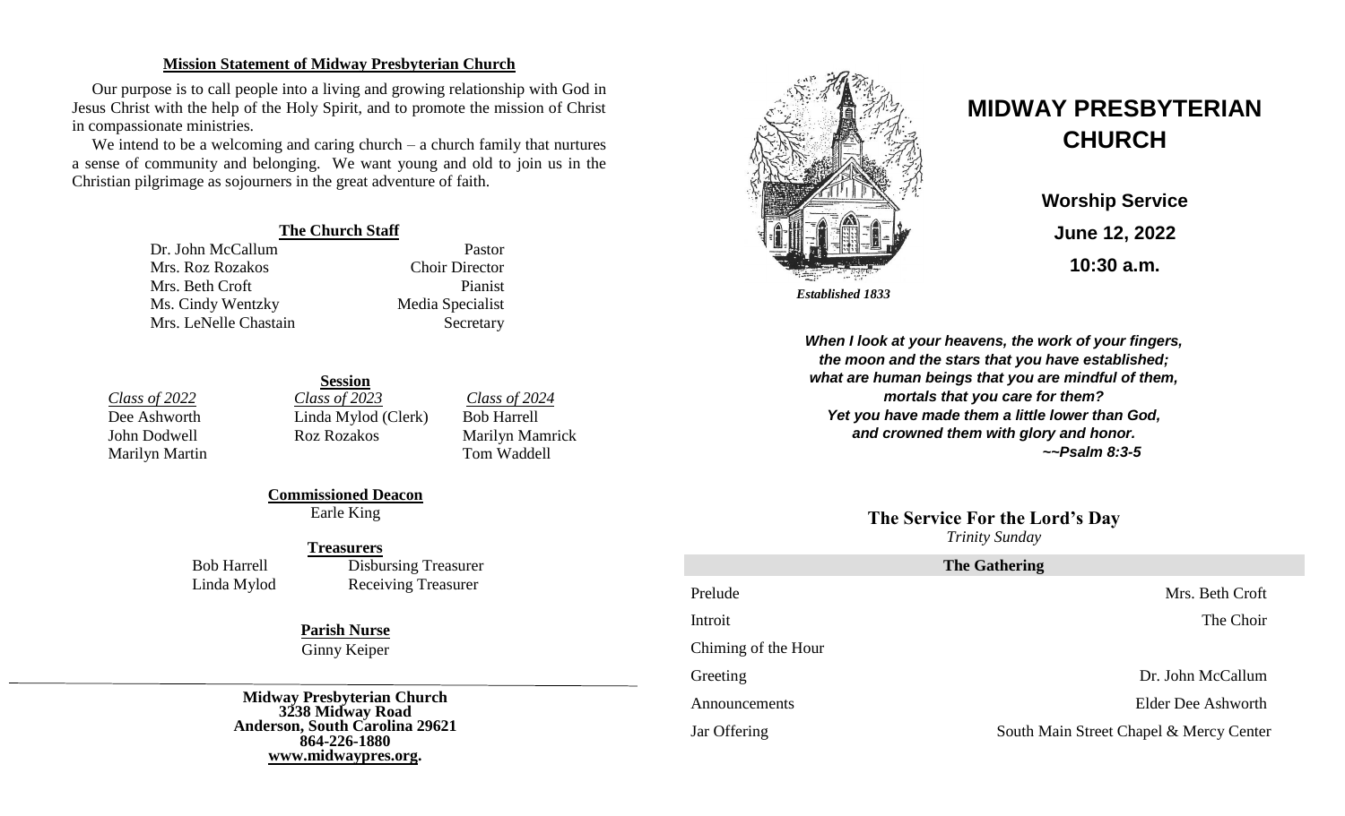## Mission Statement of Midway Presbyterian Church

Our purpose is to call people into a living and growing relationship with God in Jesus Christ with the help of the Holy Spirit, and to promote the mission of Christ in compassionate ministries.

We intend to be a welcoming and caring church – a church family that nurtures a sense of community and belonging. We want young and old to join us in the Christian pilgrimage as sojourners in the great adventure of faith.

### The Church Staff

| | |
|---|---|
| Dr. John McCallum | Pastor |
| Mrs. Roz Rozakos | Choir Director |
| Mrs. Beth Croft | Pianist |
| Ms. Cindy Wentzky | Media Specialist |
| Mrs. LeNelle Chastain | Secretary |

### Session

| *Class of 2022* | *Class of 2023* | *Class of 2024* |
|---|---|---|
| Dee Ashworth | Linda Mylod (Clerk) | Bob Harrell |
| John Dodwell | Roz Rozakos | Marilyn Mamrick |
| Marilyn Martin | | Tom Waddell |

### Commissioned Deacon

Earle King

### Treasurers

| | |
|---|---|
| Bob Harrell | Disbursing Treasurer |
| Linda Mylod | Receiving Treasurer |

### Parish Nurse

Ginny Keiper

**Midway Presbyterian Church**
**3238 Midway Road**
**Anderson, South Carolina 29621**
**864-226-1880**
**www.midwaypres.org.**

*Established 1833*

# MIDWAY PRESBYTERIAN CHURCH

**Worship Service**

**June 12, 2022**

**10:30 a.m.**

***When I look at your heavens, the work of your fingers,***
***the moon and the stars that you have established;***
***what are human beings that you are mindful of them,***
***mortals that you care for them?***
***Yet you have made them a little lower than God,***
***and crowned them with glory and honor.***
***~~Psalm 8:3-5***

## The Service For the Lord's Day

*Trinity Sunday*

### The Gathering

| | |
|---|---|
| Prelude | Mrs. Beth Croft |
| Introit | The Choir |
| Chiming of the Hour | |
| Greeting | Dr. John McCallum |
| Announcements | Elder Dee Ashworth |
| Jar Offering | South Main Street Chapel & Mercy Center |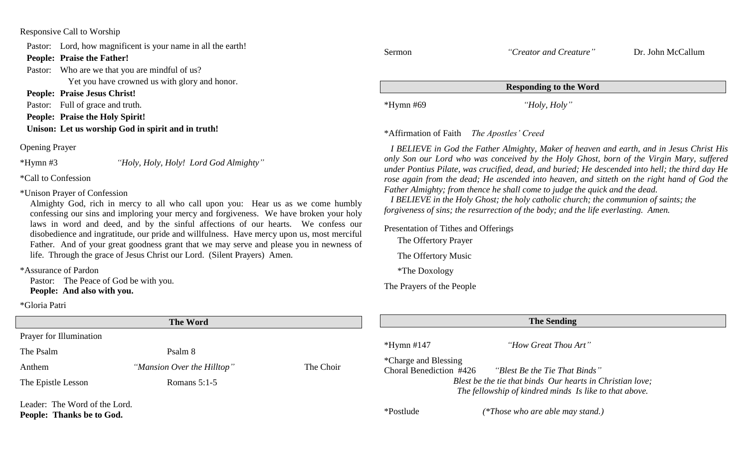Responsive Call to Worship

Pastor: Lord, how magnificent is your name in all the earth!
**People: Praise the Father!**
Pastor: Who are we that you are mindful of us?
Yet you have crowned us with glory and honor.
**People: Praise Jesus Christ!**
Pastor: Full of grace and truth.
**People: Praise the Holy Spirit!**
**Unison: Let us worship God in spirit and in truth!**

Opening Prayer

*Hymn #3 *"Holy, Holy, Holy! Lord God Almighty"*

*Call to Confession

*Unison Prayer of Confession

Almighty God, rich in mercy to all who call upon you: Hear us as we come humbly confessing our sins and imploring your mercy and forgiveness. We have broken your holy laws in word and deed, and by the sinful affections of our hearts. We confess our disobedience and ingratitude, our pride and willfulness. Have mercy upon us, most merciful Father. And of your great goodness grant that we may serve and please you in newness of life. Through the grace of Jesus Christ our Lord. (Silent Prayers) Amen.

*Assurance of Pardon

Pastor: The Peace of God be with you.
**People: And also with you.**

*Gloria Patri

## The Word

Prayer for Illumination

The Psalm Psalm 8

Anthem *"Mansion Over the Hilltop"* The Choir

The Epistle Lesson Romans 5:1-5

Leader: The Word of the Lord.
**People: Thanks be to God.**

Sermon *"Creator and Creature"* Dr. John McCallum

## Responding to the Word

*Hymn #69 *"Holy, Holy"*

*Affirmation of Faith *The Apostles' Creed*

*I BELIEVE in God the Father Almighty, Maker of heaven and earth, and in Jesus Christ His only Son our Lord who was conceived by the Holy Ghost, born of the Virgin Mary, suffered under Pontius Pilate, was crucified, dead, and buried; He descended into hell; the third day He rose again from the dead; He ascended into heaven, and sitteth on the right hand of God the Father Almighty; from thence he shall come to judge the quick and the dead.*

*I BELIEVE in the Holy Ghost; the holy catholic church; the communion of saints; the forgiveness of sins; the resurrection of the body; and the life everlasting. Amen.*

Presentation of Tithes and Offerings

The Offertory Prayer

The Offertory Music

*The Doxology

The Prayers of the People

## The Sending

*Hymn #147 *"How Great Thou Art"*

*Charge and Blessing

Choral Benediction #426 *"Blest Be the Tie That Binds"*

*Blest be the tie that binds Our hearts in Christian love;*
*The fellowship of kindred minds Is like to that above.*

*Postlude *(*Those who are able may stand.)*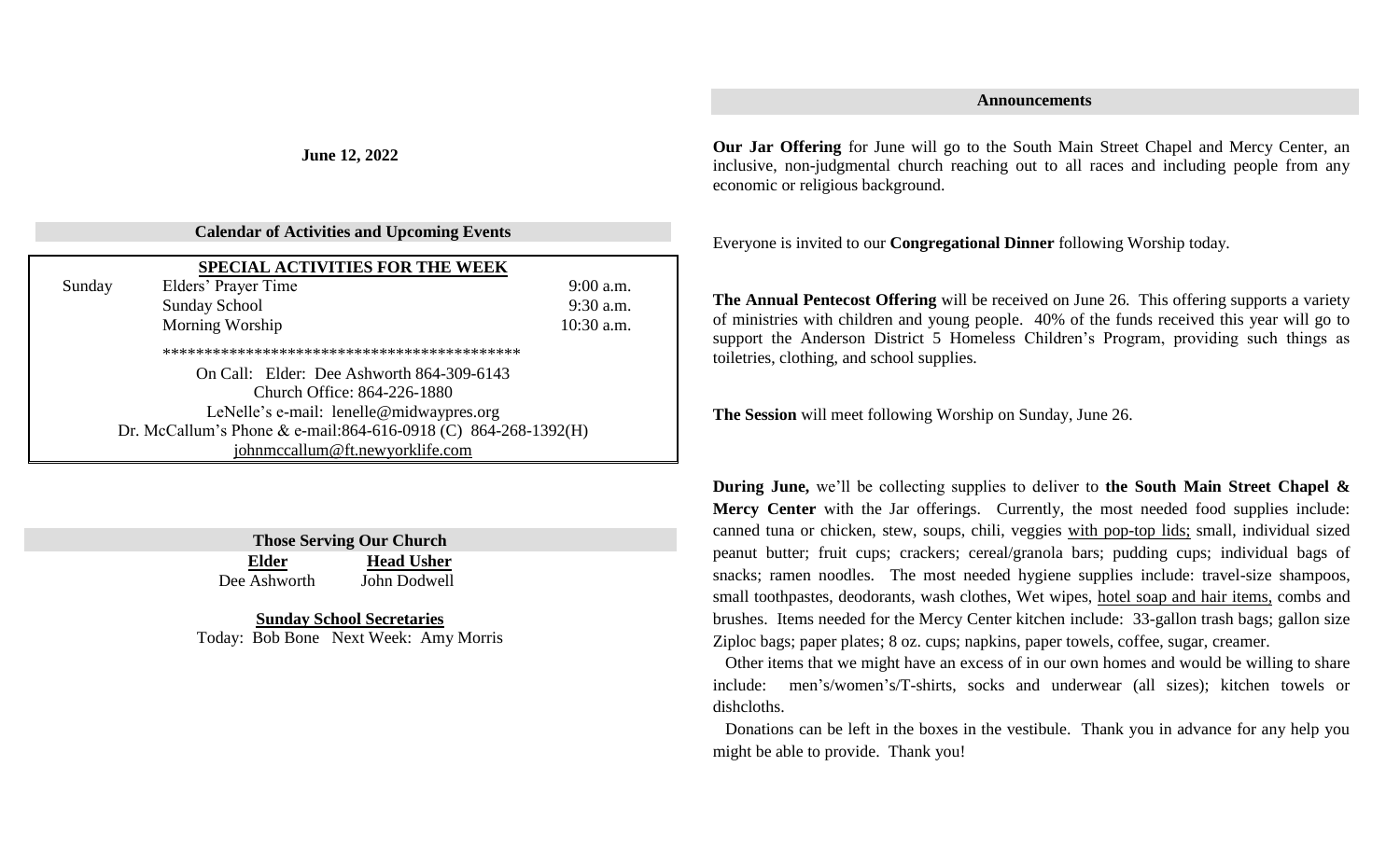**June 12, 2022**

## Calendar of Activities and Upcoming Events

### SPECIAL ACTIVITIES FOR THE WEEK

| | | |
|---|---|---|
| Sunday | Elders' Prayer Time | 9:00 a.m. |
| | Sunday School | 9:30 a.m. |
| | Morning Worship | 10:30 a.m. |

********************************************

On Call: Elder: Dee Ashworth 864-309-6143

Church Office: 864-226-1880

LeNelle's e-mail: lenelle@midwaypres.org

Dr. McCallum's Phone & e-mail:864-616-0918 (C) 864-268-1392(H)

johnmccallum@ft.newyorklife.com

## Those Serving Our Church

| Elder | Head Usher |
|---|---|
| Dee Ashworth | John Dodwell |

**Sunday School Secretaries**

Today: Bob Bone Next Week: Amy Morris

## Announcements

**Our Jar Offering** for June will go to the South Main Street Chapel and Mercy Center, an inclusive, non-judgmental church reaching out to all races and including people from any economic or religious background.

Everyone is invited to our **Congregational Dinner** following Worship today.

**The Annual Pentecost Offering** will be received on June 26. This offering supports a variety of ministries with children and young people. 40% of the funds received this year will go to support the Anderson District 5 Homeless Children's Program, providing such things as toiletries, clothing, and school supplies.

**The Session** will meet following Worship on Sunday, June 26.

**During June,** we'll be collecting supplies to deliver to **the South Main Street Chapel & Mercy Center** with the Jar offerings. Currently, the most needed food supplies include: canned tuna or chicken, stew, soups, chili, veggies with pop-top lids; small, individual sized peanut butter; fruit cups; crackers; cereal/granola bars; pudding cups; individual bags of snacks; ramen noodles. The most needed hygiene supplies include: travel-size shampoos, small toothpastes, deodorants, wash clothes, Wet wipes, hotel soap and hair items, combs and brushes. Items needed for the Mercy Center kitchen include: 33-gallon trash bags; gallon size Ziploc bags; paper plates; 8 oz. cups; napkins, paper towels, coffee, sugar, creamer.

Other items that we might have an excess of in our own homes and would be willing to share include: men's/women's/T-shirts, socks and underwear (all sizes); kitchen towels or dishcloths.

Donations can be left in the boxes in the vestibule. Thank you in advance for any help you might be able to provide. Thank you!